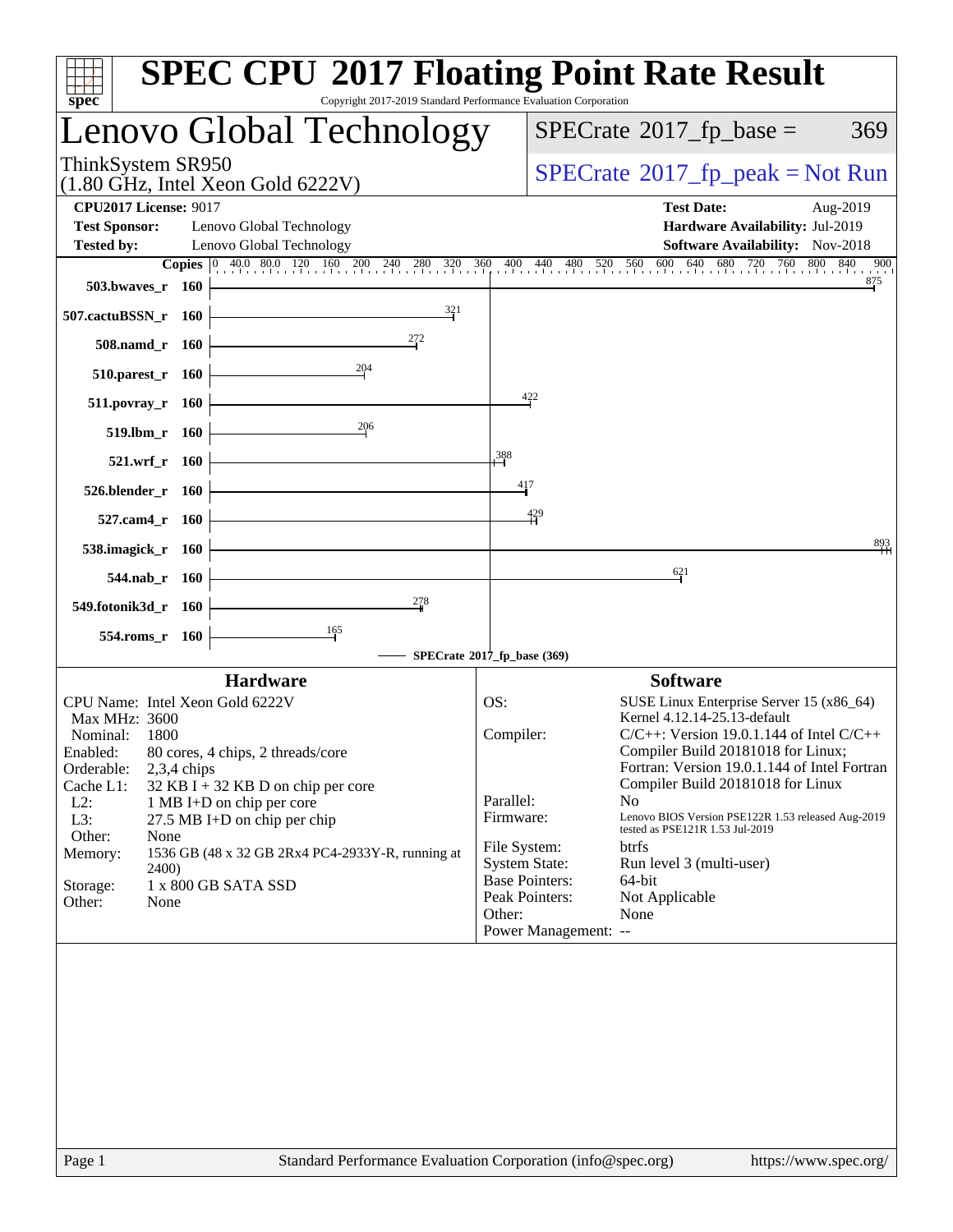# SPEC CPU 2017 Floating Point Rate Result

Copyright 2017-2019 Standard Performance Evaluation Corporation

## Lenovo Global Technology

ThinkSystem SR950
(1.80 GHz, Intel Xeon Gold 6222V)

SPECrate 2017_fp_base = 369

SPECrate 2017_fp_peak = Not Run

**CPU2017 License:** 9017
**Test Sponsor:** Lenovo Global Technology
**Tested by:** Lenovo Global Technology

**Test Date:** Aug-2019
**Hardware Availability:** Jul-2019
**Software Availability:** Nov-2018

| Benchmark | Copies | SPECrate 2017_fp_base |
|---|---|---|
| 503.bwaves_r | 160 | 875 |
| 507.cactuBSSN_r | 160 | 321 |
| 508.namd_r | 160 | 272 |
| 510.parest_r | 160 | 204 |
| 511.povray_r | 160 | 422 |
| 519.lbm_r | 160 | 206 |
| 521.wrf_r | 160 | 388 |
| 526.blender_r | 160 | 417 |
| 527.cam4_r | 160 | 429 |
| 538.imagick_r | 160 | 893 |
| 544.nab_r | 160 | 621 |
| 549.fotonik3d_r | 160 | 278 |
| 554.roms_r | 160 | 165 |

SPECrate 2017_fp_base (369)

### Hardware

- CPU Name: Intel Xeon Gold 6222V
- Max MHz: 3600
- Nominal: 1800
- Enabled: 80 cores, 4 chips, 2 threads/core
- Orderable: 2,3,4 chips
- Cache L1: 32 KB I + 32 KB D on chip per core
- L2: 1 MB I+D on chip per core
- L3: 27.5 MB I+D on chip per chip
- Other: None
- Memory: 1536 GB (48 x 32 GB 2Rx4 PC4-2933Y-R, running at 2400)
- Storage: 1 x 800 GB SATA SSD
- Other: None

### Software

- OS: SUSE Linux Enterprise Server 15 (x86_64) Kernel 4.12.14-25.13-default
- Compiler: C/C++: Version 19.0.1.144 of Intel C/C++ Compiler Build 20181018 for Linux; Fortran: Version 19.0.1.144 of Intel Fortran Compiler Build 20181018 for Linux
- Parallel: No
- Firmware: Lenovo BIOS Version PSE122R 1.53 released Aug-2019 tested as PSE121R 1.53 Jul-2019
- File System: btrfs
- System State: Run level 3 (multi-user)
- Base Pointers: 64-bit
- Peak Pointers: Not Applicable
- Other: None
- Power Management: --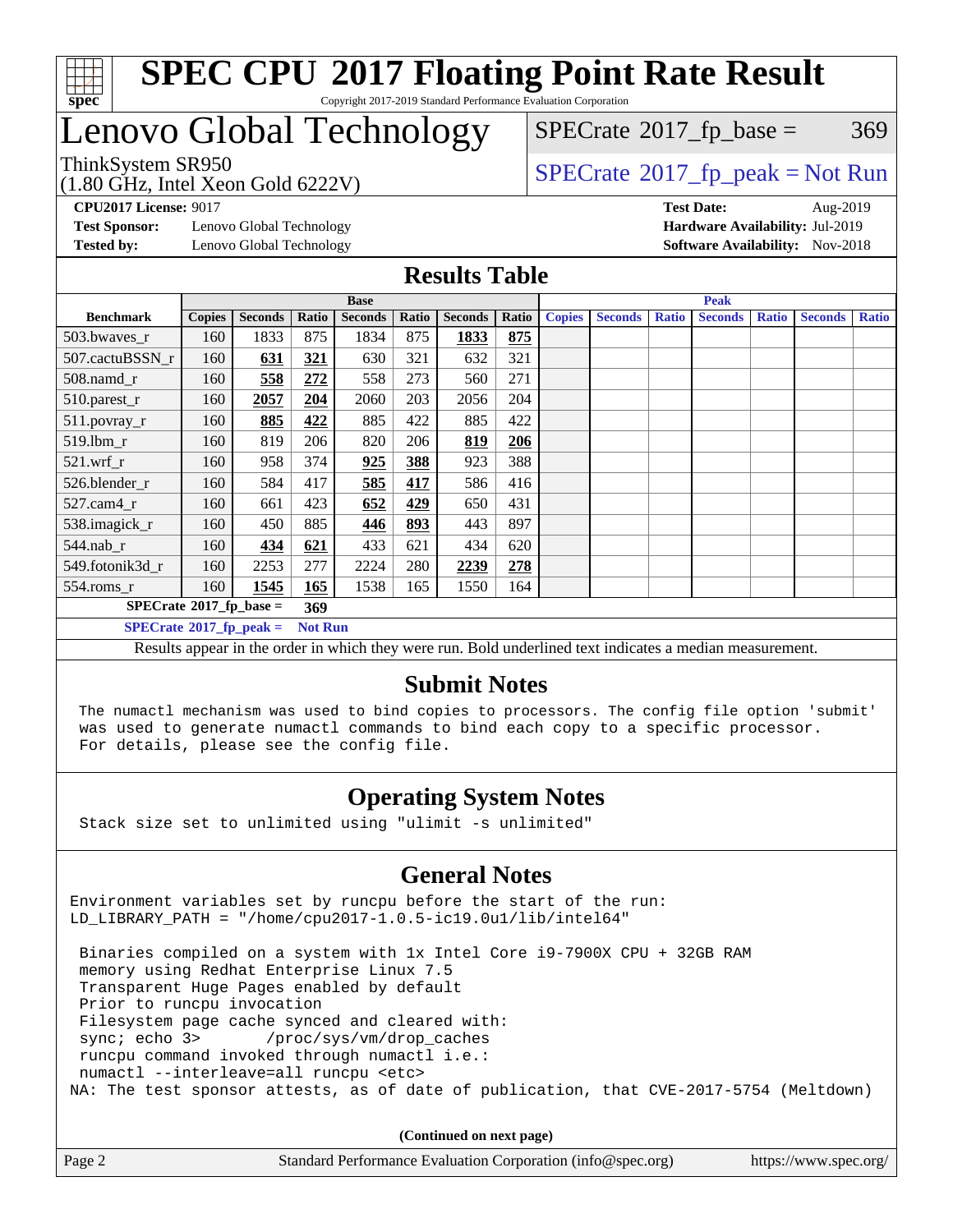# SPEC CPU 2017 Floating Point Rate Result

Copyright 2017-2019 Standard Performance Evaluation Corporation

# Lenovo Global Technology

ThinkSystem SR950
(1.80 GHz, Intel Xeon Gold 6222V)

SPECrate 2017_fp_base = 369

SPECrate 2017_fp_peak = Not Run

**CPU2017 License:** 9017
**Test Sponsor:** Lenovo Global Technology
**Tested by:** Lenovo Global Technology

**Test Date:** Aug-2019
**Hardware Availability:** Jul-2019
**Software Availability:** Nov-2018

## Results Table

| | Base | | | | | | | Peak | | | | | | |
|---|---|---|---|---|---|---|---|---|---|---|---|---|---|---|
| Benchmark | Copies | Seconds | Ratio | Seconds | Ratio | Seconds | Ratio | Copies | Seconds | Ratio | Seconds | Ratio | Seconds | Ratio |
| 503.bwaves_r | 160 | 1833 | 875 | 1834 | 875 | **1833** | **875** | | | | | | | |
| 507.cactuBSSN_r | 160 | **631** | **321** | 630 | 321 | 632 | 321 | | | | | | | |
| 508.namd_r | 160 | **558** | **272** | 558 | 273 | 560 | 271 | | | | | | | |
| 510.parest_r | 160 | **2057** | **204** | 2060 | 203 | 2056 | 204 | | | | | | | |
| 511.povray_r | 160 | **885** | **422** | 885 | 422 | 885 | 422 | | | | | | | |
| 519.lbm_r | 160 | 819 | 206 | 820 | 206 | **819** | **206** | | | | | | | |
| 521.wrf_r | 160 | 958 | 374 | **925** | **388** | 923 | 388 | | | | | | | |
| 526.blender_r | 160 | 584 | 417 | **585** | **417** | 586 | 416 | | | | | | | |
| 527.cam4_r | 160 | 661 | 423 | **652** | **429** | 650 | 431 | | | | | | | |
| 538.imagick_r | 160 | 450 | 885 | **446** | **893** | 443 | 897 | | | | | | | |
| 544.nab_r | 160 | **434** | **621** | 433 | 621 | 434 | 620 | | | | | | | |
| 549.fotonik3d_r | 160 | 2253 | 277 | 2224 | 280 | **2239** | **278** | | | | | | | |
| 554.roms_r | 160 | **1545** | **165** | 1538 | 165 | 1550 | 164 | | | | | | | |

**SPECrate 2017_fp_base = 369**

**SPECrate 2017_fp_peak = Not Run**

Results appear in the order in which they were run. Bold underlined text indicates a median measurement.

## Submit Notes

```
The numactl mechanism was used to bind copies to processors. The config file option 'submit'
was used to generate numactl commands to bind each copy to a specific processor.
For details, please see the config file.
```

## Operating System Notes

```
Stack size set to unlimited using "ulimit -s unlimited"
```

## General Notes

```
Environment variables set by runcpu before the start of the run:
LD_LIBRARY_PATH = "/home/cpu2017-1.0.5-ic19.0u1/lib/intel64"

 Binaries compiled on a system with 1x Intel Core i9-7900X CPU + 32GB RAM
 memory using Redhat Enterprise Linux 7.5
 Transparent Huge Pages enabled by default
 Prior to runcpu invocation
 Filesystem page cache synced and cleared with:
 sync; echo 3>       /proc/sys/vm/drop_caches
 runcpu command invoked through numactl i.e.:
 numactl --interleave=all runcpu <etc>
NA: The test sponsor attests, as of date of publication, that CVE-2017-5754 (Meltdown)
```

**(Continued on next page)**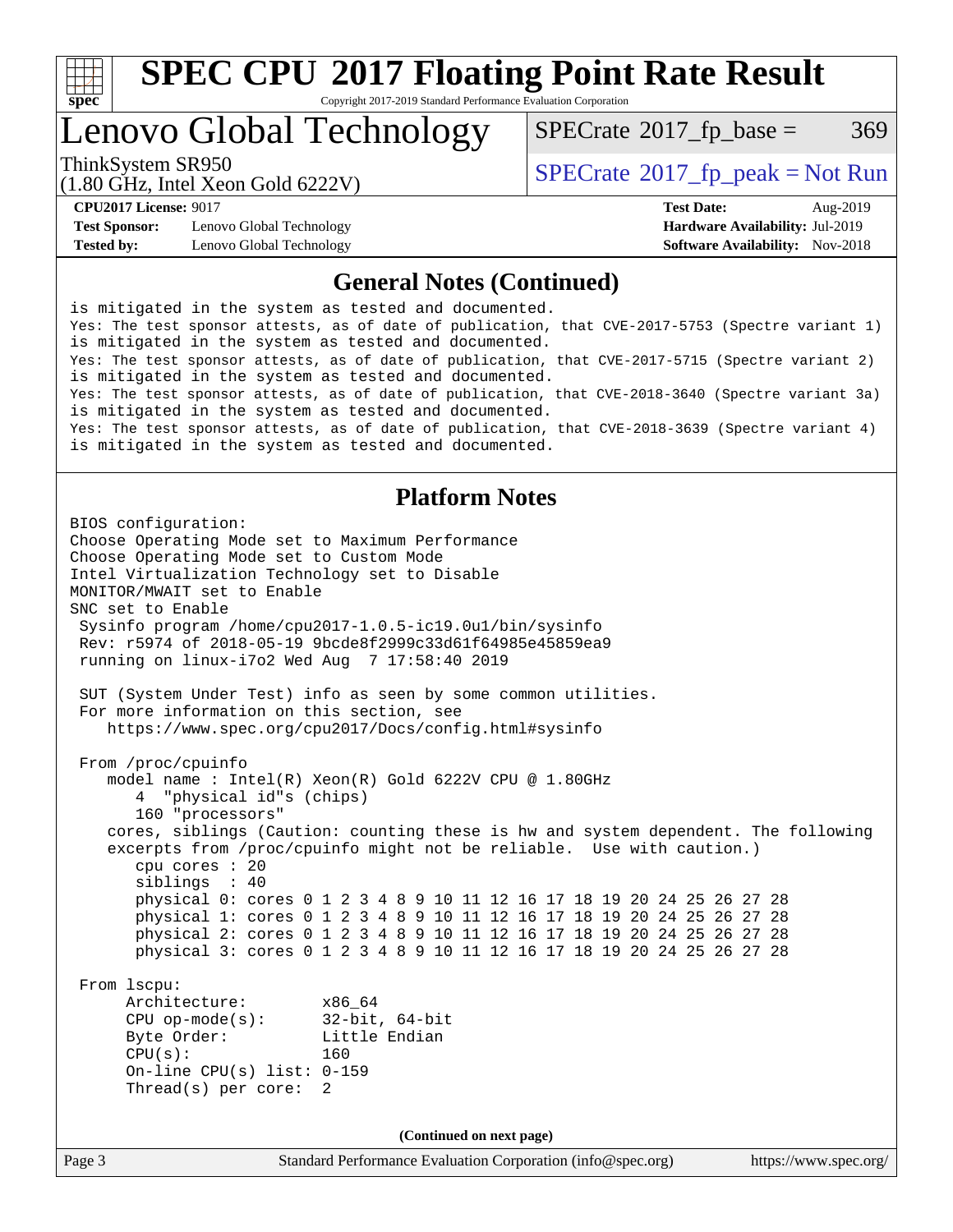## General Notes (Continued)

```
is mitigated in the system as tested and documented.
Yes: The test sponsor attests, as of date of publication, that CVE-2017-5753 (Spectre variant 1)
is mitigated in the system as tested and documented.
Yes: The test sponsor attests, as of date of publication, that CVE-2017-5715 (Spectre variant 2)
is mitigated in the system as tested and documented.
Yes: The test sponsor attests, as of date of publication, that CVE-2018-3640 (Spectre variant 3a)
is mitigated in the system as tested and documented.
Yes: The test sponsor attests, as of date of publication, that CVE-2018-3639 (Spectre variant 4)
is mitigated in the system as tested and documented.
```

## Platform Notes

```
BIOS configuration:
Choose Operating Mode set to Maximum Performance
Choose Operating Mode set to Custom Mode
Intel Virtualization Technology set to Disable
MONITOR/MWAIT set to Enable
SNC set to Enable
 Sysinfo program /home/cpu2017-1.0.5-ic19.0u1/bin/sysinfo
 Rev: r5974 of 2018-05-19 9bcde8f2999c33d61f64985e45859ea9
 running on linux-i7o2 Wed Aug  7 17:58:40 2019

 SUT (System Under Test) info as seen by some common utilities.
 For more information on this section, see
    https://www.spec.org/cpu2017/Docs/config.html#sysinfo

 From /proc/cpuinfo
    model name : Intel(R) Xeon(R) Gold 6222V CPU @ 1.80GHz
       4  "physical id"s (chips)
       160 "processors"
    cores, siblings (Caution: counting these is hw and system dependent. The following
    excerpts from /proc/cpuinfo might not be reliable.  Use with caution.)
       cpu cores : 20
       siblings  : 40
       physical 0: cores 0 1 2 3 4 8 9 10 11 12 16 17 18 19 20 24 25 26 27 28
       physical 1: cores 0 1 2 3 4 8 9 10 11 12 16 17 18 19 20 24 25 26 27 28
       physical 2: cores 0 1 2 3 4 8 9 10 11 12 16 17 18 19 20 24 25 26 27 28
       physical 3: cores 0 1 2 3 4 8 9 10 11 12 16 17 18 19 20 24 25 26 27 28

 From lscpu:
      Architecture:        x86_64
      CPU op-mode(s):      32-bit, 64-bit
      Byte Order:          Little Endian
      CPU(s):              160
      On-line CPU(s) list: 0-159
      Thread(s) per core:  2
```

(Continued on next page)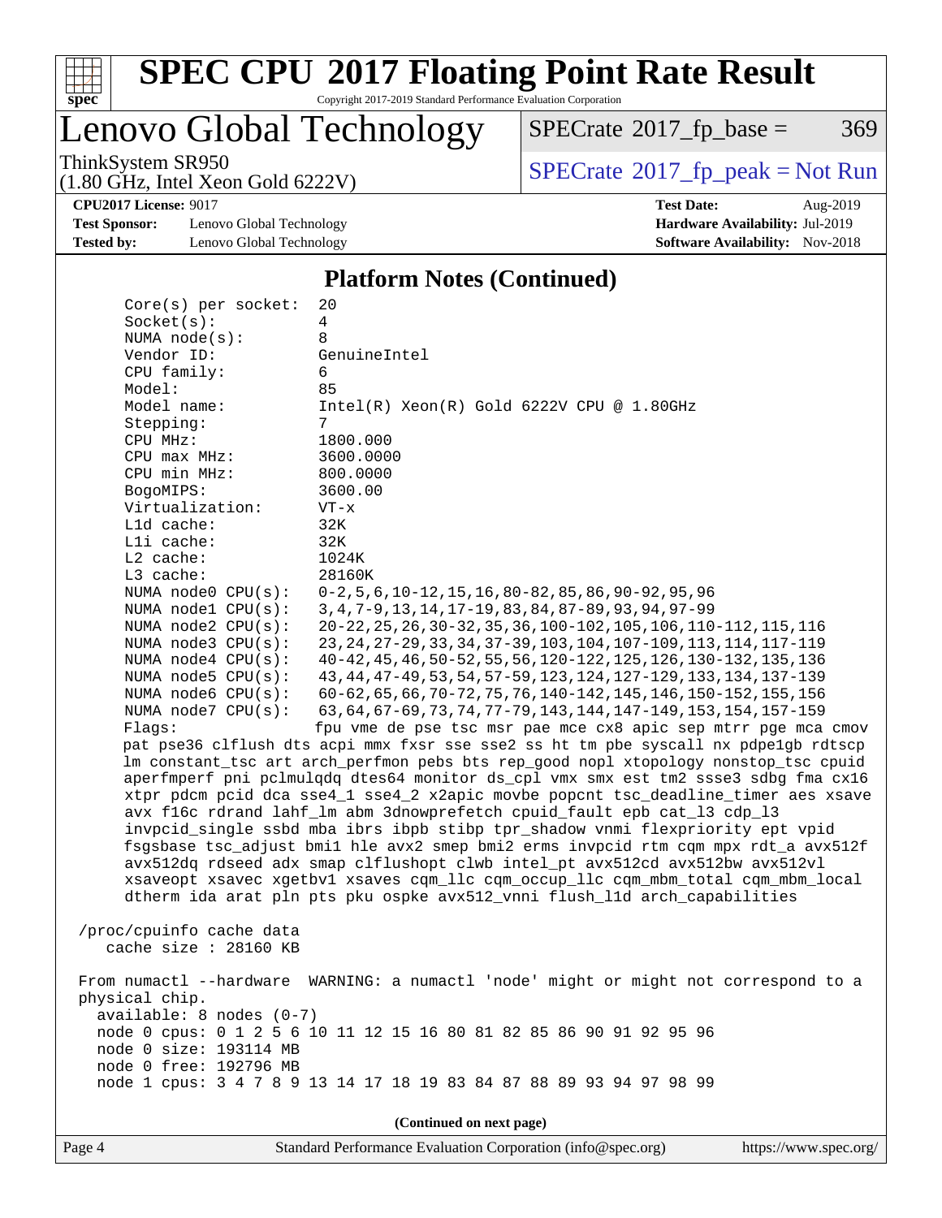# SPEC CPU 2017 Floating Point Rate Result

Copyright 2017-2019 Standard Performance Evaluation Corporation

## Lenovo Global Technology

ThinkSystem SR950
(1.80 GHz, Intel Xeon Gold 6222V)

SPECrate 2017_fp_base = 369

SPECrate 2017_fp_peak = Not Run

**CPU2017 License:** 9017
**Test Sponsor:** Lenovo Global Technology
**Tested by:** Lenovo Global Technology

**Test Date:** Aug-2019
**Hardware Availability:** Jul-2019
**Software Availability:** Nov-2018

### Platform Notes (Continued)

```
      Core(s) per socket:  20
      Socket(s):           4
      NUMA node(s):        8
      Vendor ID:           GenuineIntel
      CPU family:          6
      Model:               85
      Model name:          Intel(R) Xeon(R) Gold 6222V CPU @ 1.80GHz
      Stepping:            7
      CPU MHz:             1800.000
      CPU max MHz:         3600.0000
      CPU min MHz:         800.0000
      BogoMIPS:            3600.00
      Virtualization:      VT-x
      L1d cache:           32K
      L1i cache:           32K
      L2 cache:            1024K
      L3 cache:            28160K
      NUMA node0 CPU(s):   0-2,5,6,10-12,15,16,80-82,85,86,90-92,95,96
      NUMA node1 CPU(s):   3,4,7-9,13,14,17-19,83,84,87-89,93,94,97-99
      NUMA node2 CPU(s):   20-22,25,26,30-32,35,36,100-102,105,106,110-112,115,116
      NUMA node3 CPU(s):   23,24,27-29,33,34,37-39,103,104,107-109,113,114,117-119
      NUMA node4 CPU(s):   40-42,45,46,50-52,55,56,120-122,125,126,130-132,135,136
      NUMA node5 CPU(s):   43,44,47-49,53,54,57-59,123,124,127-129,133,134,137-139
      NUMA node6 CPU(s):   60-62,65,66,70-72,75,76,140-142,145,146,150-152,155,156
      NUMA node7 CPU(s):   63,64,67-69,73,74,77-79,143,144,147-149,153,154,157-159
      Flags:               fpu vme de pse tsc msr pae mce cx8 apic sep mtrr pge mca cmov
      pat pse36 clflush dts acpi mmx fxsr sse sse2 ss ht tm pbe syscall nx pdpe1gb rdtscp
      lm constant_tsc art arch_perfmon pebs bts rep_good nopl xtopology nonstop_tsc cpuid
      aperfmperf pni pclmulqdq dtes64 monitor ds_cpl vmx smx est tm2 ssse3 sdbg fma cx16
      xtpr pdcm pcid dca sse4_1 sse4_2 x2apic movbe popcnt tsc_deadline_timer aes xsave
      avx f16c rdrand lahf_lm abm 3dnowprefetch cpuid_fault epb cat_l3 cdp_l3
      invpcid_single ssbd mba ibrs ibpb stibp tpr_shadow vnmi flexpriority ept vpid
      fsgsbase tsc_adjust bmi1 hle avx2 smep bmi2 erms invpcid rtm cqm mpx rdt_a avx512f
      avx512dq rdseed adx smap clflushopt clwb intel_pt avx512cd avx512bw avx512vl
      xsaveopt xsavec xgetbv1 xsaves cqm_llc cqm_occup_llc cqm_mbm_total cqm_mbm_local
      dtherm ida arat pln pts pku ospke avx512_vnni flush_l1d arch_capabilities

 /proc/cpuinfo cache data
    cache size : 28160 KB

 From numactl --hardware  WARNING: a numactl 'node' might or might not correspond to a
 physical chip.
   available: 8 nodes (0-7)
   node 0 cpus: 0 1 2 5 6 10 11 12 15 16 80 81 82 85 86 90 91 92 95 96
   node 0 size: 193114 MB
   node 0 free: 192796 MB
   node 1 cpus: 3 4 7 8 9 13 14 17 18 19 83 84 87 88 89 93 94 97 98 99
```

**(Continued on next page)**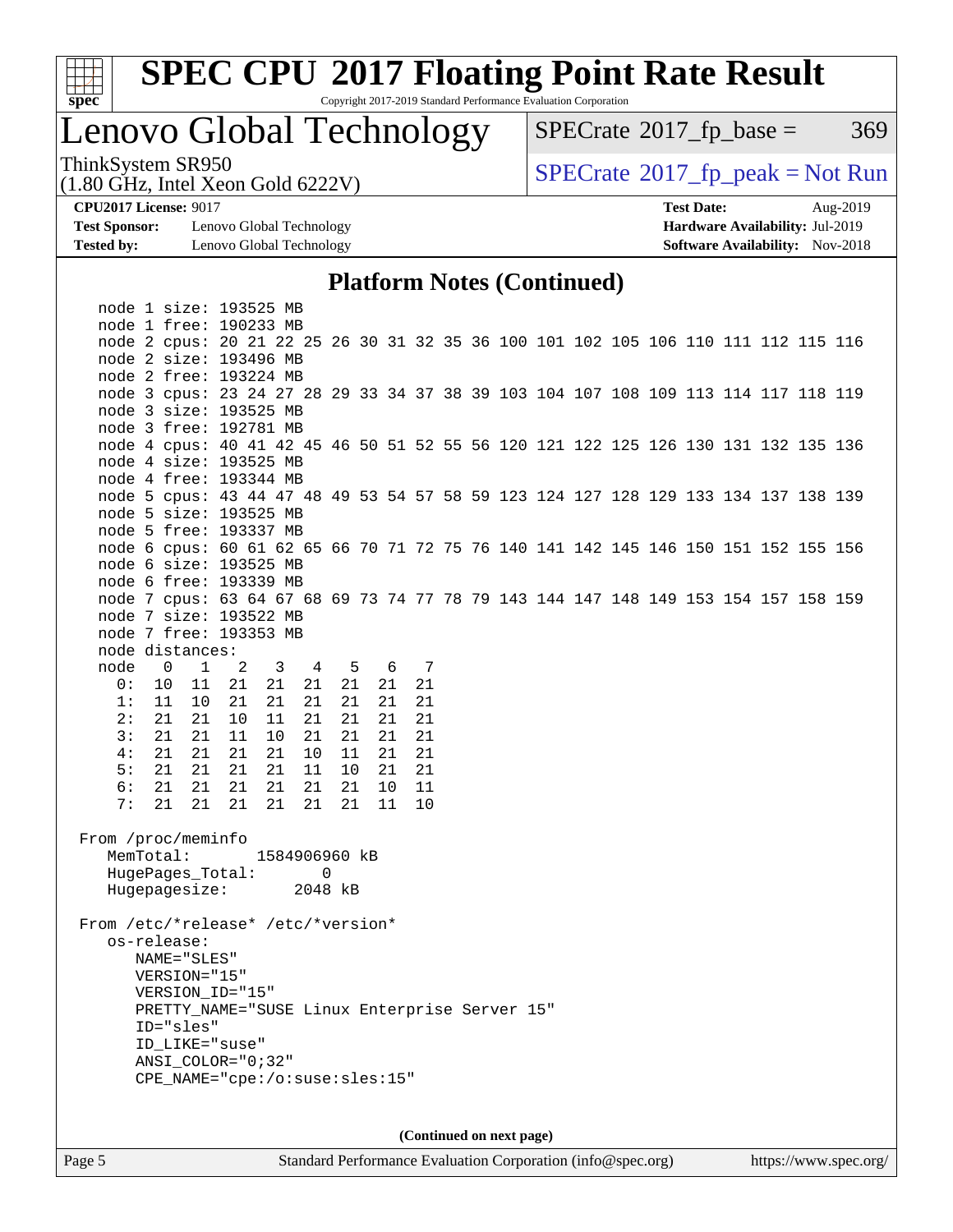## Platform Notes (Continued)

```
    node 1 size: 193525 MB
    node 1 free: 190233 MB
    node 2 cpus: 20 21 22 25 26 30 31 32 35 36 100 101 102 105 106 110 111 112 115 116
    node 2 size: 193496 MB
    node 2 free: 193224 MB
    node 3 cpus: 23 24 27 28 29 33 34 37 38 39 103 104 107 108 109 113 114 117 118 119
    node 3 size: 193525 MB
    node 3 free: 192781 MB
    node 4 cpus: 40 41 42 45 46 50 51 52 55 56 120 121 122 125 126 130 131 132 135 136
    node 4 size: 193525 MB
    node 4 free: 193344 MB
    node 5 cpus: 43 44 47 48 49 53 54 57 58 59 123 124 127 128 129 133 134 137 138 139
    node 5 size: 193525 MB
    node 5 free: 193337 MB
    node 6 cpus: 60 61 62 65 66 70 71 72 75 76 140 141 142 145 146 150 151 152 155 156
    node 6 size: 193525 MB
    node 6 free: 193339 MB
    node 7 cpus: 63 64 67 68 69 73 74 77 78 79 143 144 147 148 149 153 154 157 158 159
    node 7 size: 193522 MB
    node 7 free: 193353 MB
    node distances:
    node   0   1   2   3   4   5   6   7
      0:  10  11  21  21  21  21  21  21
      1:  11  10  21  21  21  21  21  21
      2:  21  21  10  11  21  21  21  21
      3:  21  21  11  10  21  21  21  21
      4:  21  21  21  21  10  11  21  21
      5:  21  21  21  21  11  10  21  21
      6:  21  21  21  21  21  21  10  11
      7:  21  21  21  21  21  21  11  10

 From /proc/meminfo
    MemTotal:       1584906960 kB
    HugePages_Total:       0
    Hugepagesize:       2048 kB

 From /etc/*release* /etc/*version*
    os-release:
       NAME="SLES"
       VERSION="15"
       VERSION_ID="15"
       PRETTY_NAME="SUSE Linux Enterprise Server 15"
       ID="sles"
       ID_LIKE="suse"
       ANSI_COLOR="0;32"
       CPE_NAME="cpe:/o:suse:sles:15"
```

**(Continued on next page)**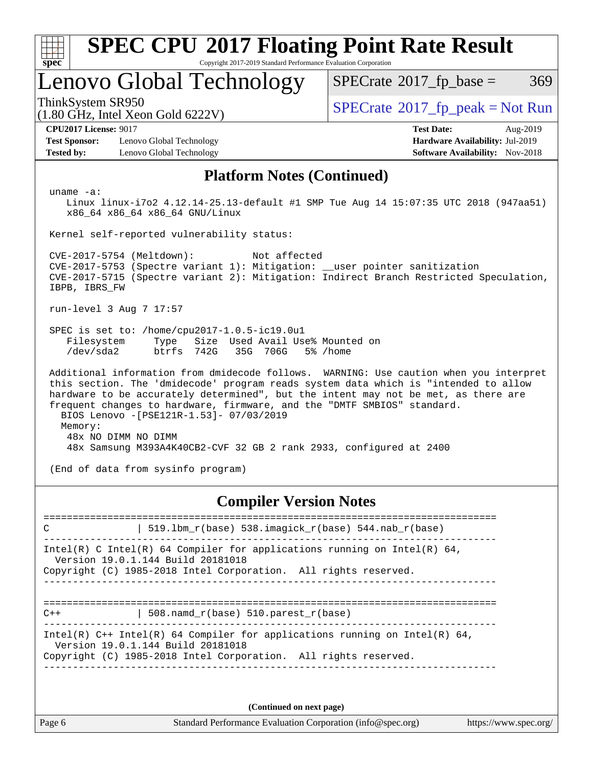# SPEC CPU 2017 Floating Point Rate Result

Copyright 2017-2019 Standard Performance Evaluation Corporation

## Lenovo Global Technology

ThinkSystem SR950
(1.80 GHz, Intel Xeon Gold 6222V)

SPECrate 2017_fp_base = 369

SPECrate 2017_fp_peak = Not Run

**CPU2017 License:** 9017
**Test Sponsor:** Lenovo Global Technology
**Tested by:** Lenovo Global Technology

**Test Date:** Aug-2019
**Hardware Availability:** Jul-2019
**Software Availability:** Nov-2018

### Platform Notes (Continued)

```
 uname -a:
    Linux linux-i7o2 4.12.14-25.13-default #1 SMP Tue Aug 14 15:07:35 UTC 2018 (947aa51)
    x86_64 x86_64 x86_64 GNU/Linux

 Kernel self-reported vulnerability status:

 CVE-2017-5754 (Meltdown):          Not affected
 CVE-2017-5753 (Spectre variant 1): Mitigation: __user pointer sanitization
 CVE-2017-5715 (Spectre variant 2): Mitigation: Indirect Branch Restricted Speculation,
 IBPB, IBRS_FW

 run-level 3 Aug 7 17:57

 SPEC is set to: /home/cpu2017-1.0.5-ic19.0u1
    Filesystem     Type   Size  Used Avail Use% Mounted on
    /dev/sda2      btrfs  742G   35G  706G   5% /home

 Additional information from dmidecode follows.  WARNING: Use caution when you interpret
 this section. The 'dmidecode' program reads system data which is "intended to allow
 hardware to be accurately determined", but the intent may not be met, as there are
 frequent changes to hardware, firmware, and the "DMTF SMBIOS" standard.
   BIOS Lenovo -[PSE121R-1.53]- 07/03/2019
   Memory:
     48x NO DIMM NO DIMM
     48x Samsung M393A4K40CB2-CVF 32 GB 2 rank 2933, configured at 2400

 (End of data from sysinfo program)
```

### Compiler Version Notes

```
==============================================================================
C               | 519.lbm_r(base) 538.imagick_r(base) 544.nab_r(base)
------------------------------------------------------------------------------
Intel(R) C Intel(R) 64 Compiler for applications running on Intel(R) 64,
  Version 19.0.1.144 Build 20181018
Copyright (C) 1985-2018 Intel Corporation.  All rights reserved.
------------------------------------------------------------------------------

==============================================================================
C++             | 508.namd_r(base) 510.parest_r(base)
------------------------------------------------------------------------------
Intel(R) C++ Intel(R) 64 Compiler for applications running on Intel(R) 64,
  Version 19.0.1.144 Build 20181018
Copyright (C) 1985-2018 Intel Corporation.  All rights reserved.
------------------------------------------------------------------------------
```

(Continued on next page)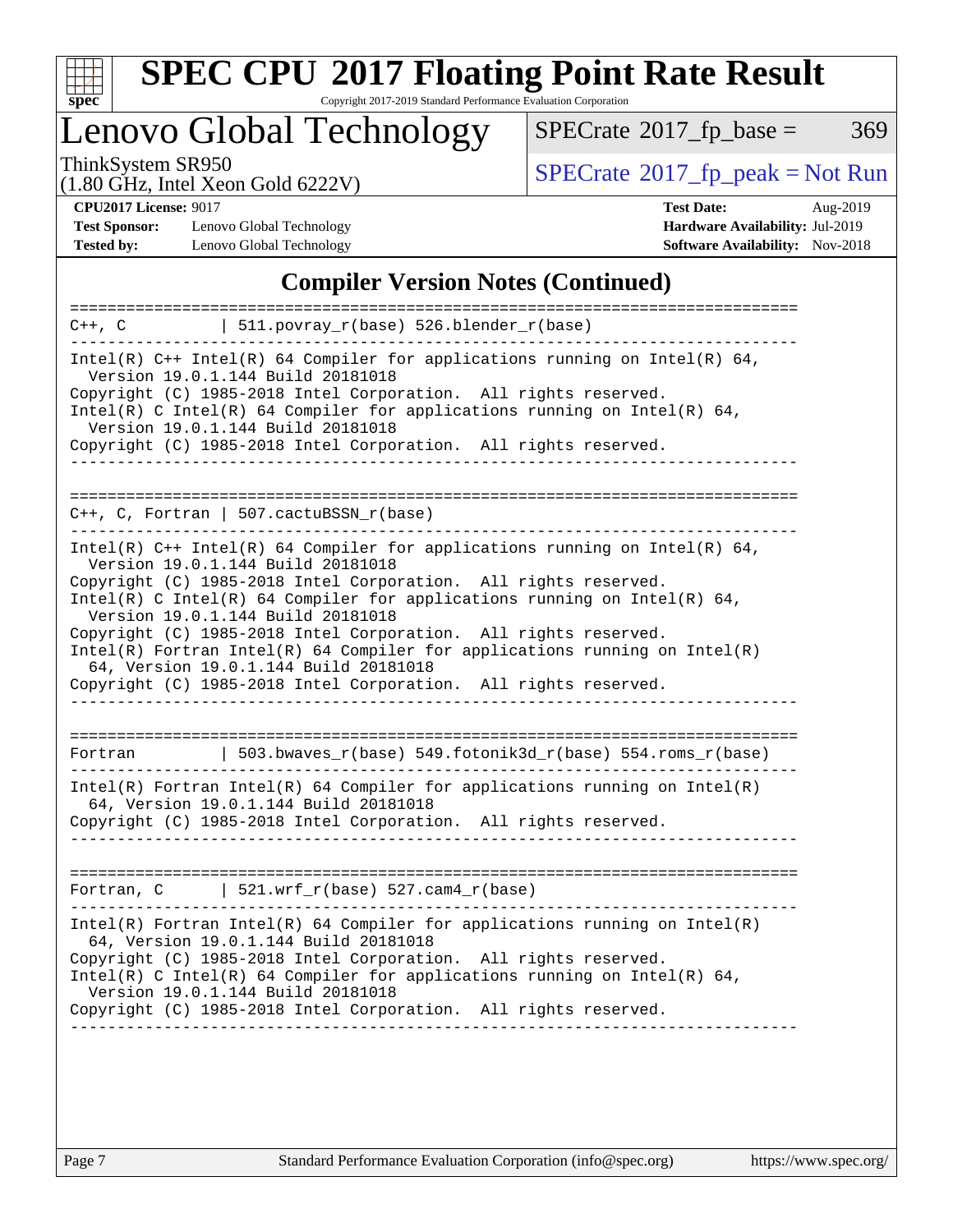## Compiler Version Notes (Continued)

```
==============================================================================
C++, C          | 511.povray_r(base) 526.blender_r(base)
------------------------------------------------------------------------------
Intel(R) C++ Intel(R) 64 Compiler for applications running on Intel(R) 64,
  Version 19.0.1.144 Build 20181018
Copyright (C) 1985-2018 Intel Corporation.  All rights reserved.
Intel(R) C Intel(R) 64 Compiler for applications running on Intel(R) 64,
  Version 19.0.1.144 Build 20181018
Copyright (C) 1985-2018 Intel Corporation.  All rights reserved.
------------------------------------------------------------------------------

==============================================================================
C++, C, Fortran | 507.cactuBSSN_r(base)
------------------------------------------------------------------------------
Intel(R) C++ Intel(R) 64 Compiler for applications running on Intel(R) 64,
  Version 19.0.1.144 Build 20181018
Copyright (C) 1985-2018 Intel Corporation.  All rights reserved.
Intel(R) C Intel(R) 64 Compiler for applications running on Intel(R) 64,
  Version 19.0.1.144 Build 20181018
Copyright (C) 1985-2018 Intel Corporation.  All rights reserved.
Intel(R) Fortran Intel(R) 64 Compiler for applications running on Intel(R)
  64, Version 19.0.1.144 Build 20181018
Copyright (C) 1985-2018 Intel Corporation.  All rights reserved.
------------------------------------------------------------------------------

==============================================================================
Fortran         | 503.bwaves_r(base) 549.fotonik3d_r(base) 554.roms_r(base)
------------------------------------------------------------------------------
Intel(R) Fortran Intel(R) 64 Compiler for applications running on Intel(R)
  64, Version 19.0.1.144 Build 20181018
Copyright (C) 1985-2018 Intel Corporation.  All rights reserved.
------------------------------------------------------------------------------

==============================================================================
Fortran, C      | 521.wrf_r(base) 527.cam4_r(base)
------------------------------------------------------------------------------
Intel(R) Fortran Intel(R) 64 Compiler for applications running on Intel(R)
  64, Version 19.0.1.144 Build 20181018
Copyright (C) 1985-2018 Intel Corporation.  All rights reserved.
Intel(R) C Intel(R) 64 Compiler for applications running on Intel(R) 64,
  Version 19.0.1.144 Build 20181018
Copyright (C) 1985-2018 Intel Corporation.  All rights reserved.
------------------------------------------------------------------------------
```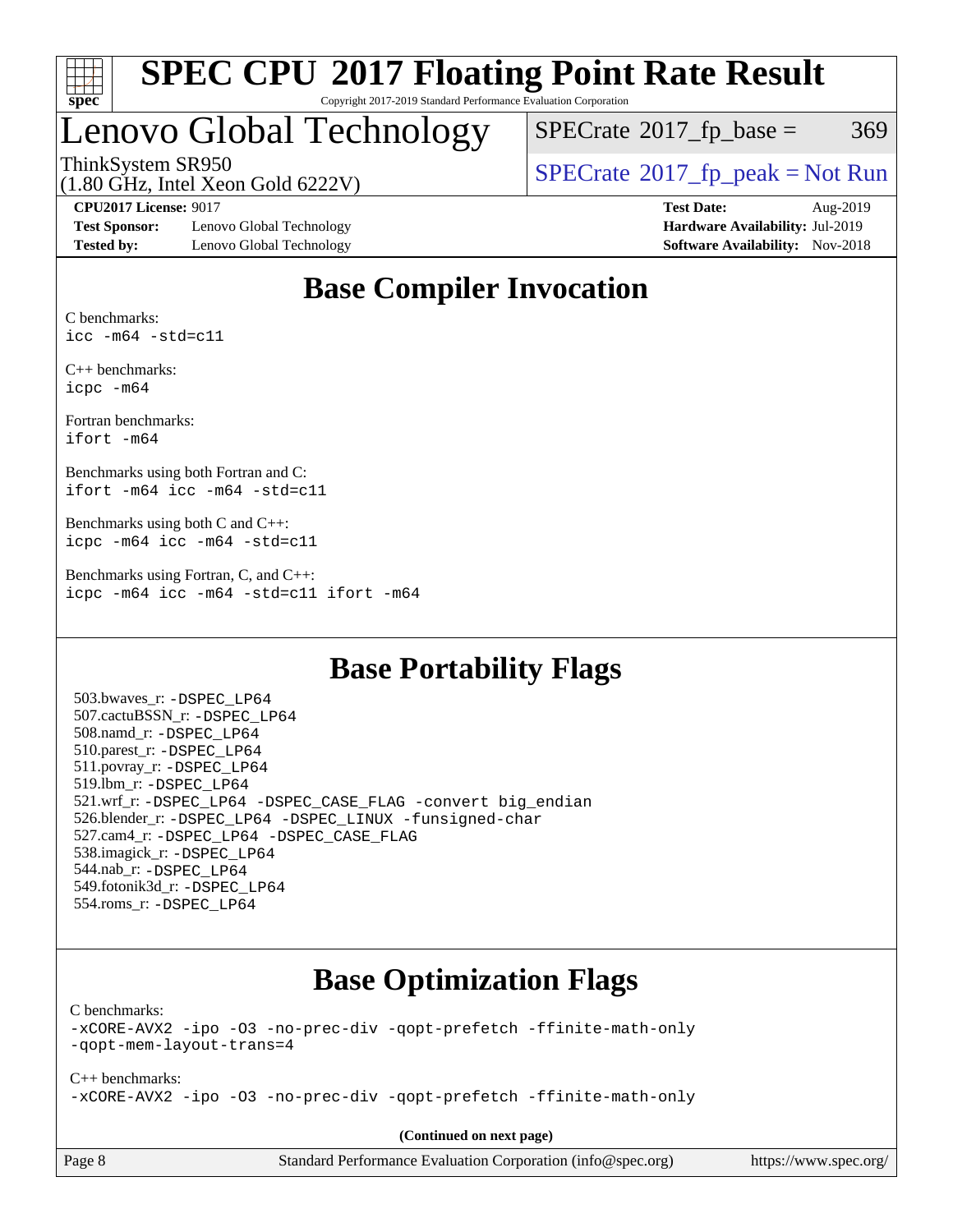# Lenovo Global Technology

ThinkSystem SR950
(1.80 GHz, Intel Xeon Gold 6222V)

SPECrate 2017_fp_base = 369

SPECrate 2017_fp_peak = Not Run

**CPU2017 License:** 9017
**Test Sponsor:** Lenovo Global Technology
**Tested by:** Lenovo Global Technology

**Test Date:** Aug-2019
**Hardware Availability:** Jul-2019
**Software Availability:** Nov-2018

## Base Compiler Invocation

C benchmarks:
```
icc -m64 -std=c11
```

C++ benchmarks:
```
icpc -m64
```

Fortran benchmarks:
```
ifort -m64
```

Benchmarks using both Fortran and C:
```
ifort -m64 icc -m64 -std=c11
```

Benchmarks using both C and C++:
```
icpc -m64 icc -m64 -std=c11
```

Benchmarks using Fortran, C, and C++:
```
icpc -m64 icc -m64 -std=c11 ifort -m64
```

## Base Portability Flags

503.bwaves_r: -DSPEC_LP64
507.cactuBSSN_r: -DSPEC_LP64
508.namd_r: -DSPEC_LP64
510.parest_r: -DSPEC_LP64
511.povray_r: -DSPEC_LP64
519.lbm_r: -DSPEC_LP64
521.wrf_r: -DSPEC_LP64 -DSPEC_CASE_FLAG -convert big_endian
526.blender_r: -DSPEC_LP64 -DSPEC_LINUX -funsigned-char
527.cam4_r: -DSPEC_LP64 -DSPEC_CASE_FLAG
538.imagick_r: -DSPEC_LP64
544.nab_r: -DSPEC_LP64
549.fotonik3d_r: -DSPEC_LP64
554.roms_r: -DSPEC_LP64

## Base Optimization Flags

C benchmarks:
```
-xCORE-AVX2 -ipo -O3 -no-prec-div -qopt-prefetch -ffinite-math-only
-qopt-mem-layout-trans=4
```

C++ benchmarks:
```
-xCORE-AVX2 -ipo -O3 -no-prec-div -qopt-prefetch -ffinite-math-only
```

**(Continued on next page)**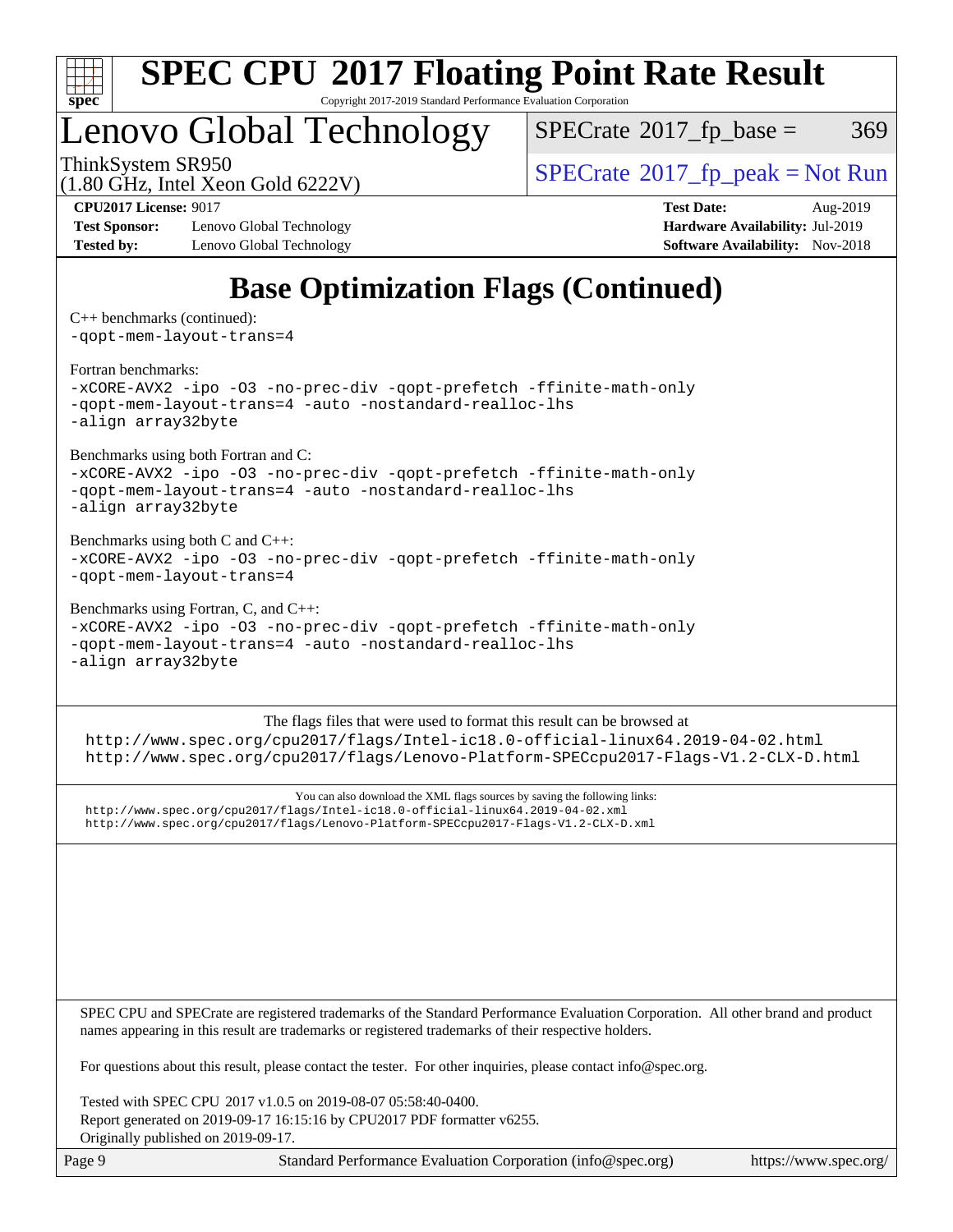## Base Optimization Flags (Continued)

C++ benchmarks (continued):
-qopt-mem-layout-trans=4

Fortran benchmarks:
-xCORE-AVX2 -ipo -O3 -no-prec-div -qopt-prefetch -ffinite-math-only
-qopt-mem-layout-trans=4 -auto -nostandard-realloc-lhs
-align array32byte

Benchmarks using both Fortran and C:
-xCORE-AVX2 -ipo -O3 -no-prec-div -qopt-prefetch -ffinite-math-only
-qopt-mem-layout-trans=4 -auto -nostandard-realloc-lhs
-align array32byte

Benchmarks using both C and C++:
-xCORE-AVX2 -ipo -O3 -no-prec-div -qopt-prefetch -ffinite-math-only
-qopt-mem-layout-trans=4

Benchmarks using Fortran, C, and C++:
-xCORE-AVX2 -ipo -O3 -no-prec-div -qopt-prefetch -ffinite-math-only
-qopt-mem-layout-trans=4 -auto -nostandard-realloc-lhs
-align array32byte

The flags files that were used to format this result can be browsed at
http://www.spec.org/cpu2017/flags/Intel-ic18.0-official-linux64.2019-04-02.html
http://www.spec.org/cpu2017/flags/Lenovo-Platform-SPECcpu2017-Flags-V1.2-CLX-D.html

You can also download the XML flags sources by saving the following links:
http://www.spec.org/cpu2017/flags/Intel-ic18.0-official-linux64.2019-04-02.xml
http://www.spec.org/cpu2017/flags/Lenovo-Platform-SPECcpu2017-Flags-V1.2-CLX-D.xml

SPEC CPU and SPECrate are registered trademarks of the Standard Performance Evaluation Corporation. All other brand and product names appearing in this result are trademarks or registered trademarks of their respective holders.

For questions about this result, please contact the tester. For other inquiries, please contact info@spec.org.

Tested with SPEC CPU 2017 v1.0.5 on 2019-08-07 05:58:40-0400.
Report generated on 2019-09-17 16:15:16 by CPU2017 PDF formatter v6255.
Originally published on 2019-09-17.